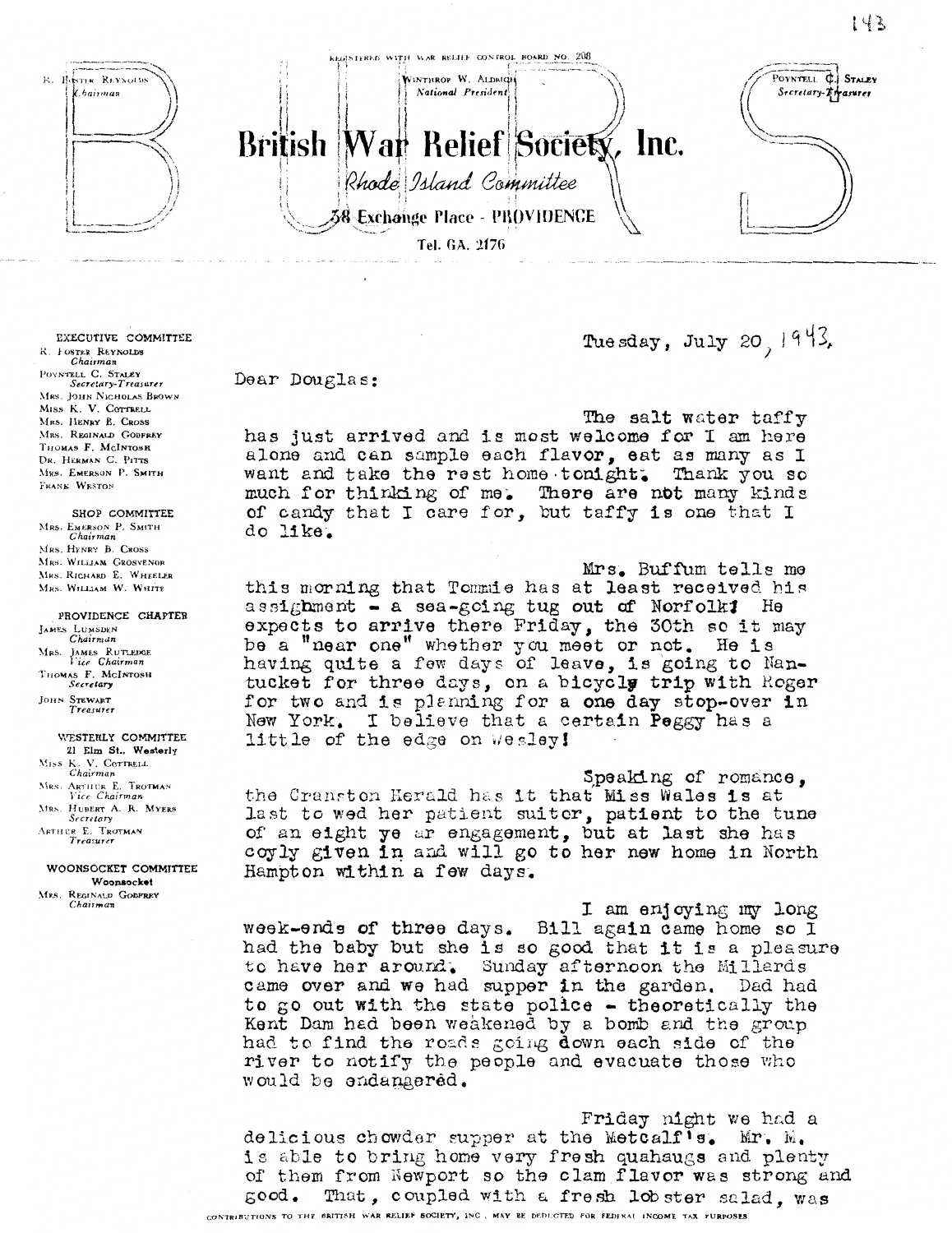REGISTERED WITH WAR RELIEF CONTROL BOARD NO. 208

R. FOSTER REYNOLDS
*Chairman*

WINTHROP W. ALDRICH
*National President*

POYNTELL C. STALEY
*Secretary-Treasurer*

# British War Relief Society, Inc.

*Rhode Island Committee*

38 Exchange Place - PROVIDENCE

Tel. GA. 2176

**EXECUTIVE COMMITTEE**
R. FOSTER REYNOLDS, *Chairman*
POYNTELL C. STALEY, *Secretary-Treasurer*
MRS. JOHN NICHOLAS BROWN
MISS K. V. COTTRELL
MRS. HENRY B. CROSS
MRS. REGINALD GODFREY
THOMAS F. MCINTOSH
DR. HERMAN C. PITTS
MRS. EMERSON P. SMITH
FRANK WESTON

**SHOP COMMITTEE**
MRS. EMERSON P. SMITH, *Chairman*
MRS. HENRY B. CROSS
MRS. WILLIAM GROSVENOR
MRS. RICHARD E. WHEELER
MRS. WILLIAM W. WHITE

**PROVIDENCE CHAPTER**
JAMES LUMSDEN, *Chairman*
MRS. JAMES RUTLEDGE, *Vice Chairman*
THOMAS F. MCINTOSH, *Secretary*
JOHN STEWART, *Treasurer*

**WESTERLY COMMITTEE**
21 Elm St., Westerly
MISS K. V. COTTRELL, *Chairman*
MRS. ARTHUR E. TROTMAN, *Vice Chairman*
MRS. HUBERT A. R. MYERS, *Secretary*
ARTHUR E. TROTMAN, *Treasurer*

**WOONSOCKET COMMITTEE**
Woonsocket
MRS. REGINALD GODFREY, *Chairman*

Tuesday, July 20, 1943.

Dear Douglas:

The salt water taffy has just arrived and is most welcome for I am here alone and can sample each flavor, eat as many as I want and take the rest home tonight. Thank you so much for thinking of me. There are not many kinds of candy that I care for, but taffy is one that I do like.

Mrs. Buffum tells me this morning that Tommie has at least received his assighment - a sea-going tug out of Norfolk! He expects to arrive there Friday, the 30th so it may be a "near one" whether you meet or not. He is having quite a few days of leave, is going to Nantucket for three days, on a bicycle trip with Roger for two and is planning for a one day stop-over in New York. I believe that a certain Peggy has a little of the edge on Wesley!

Speaking of romance, the Cranston Herald has it that Miss Wales is at last to wed her patient suitor, patient to the tune of an eight ye ar engagement, but at last she has coyly given in and will go to her new home in North Hampton within a few days.

I am enjoying my long week-ends of three days. Bill again came home so I had the baby but she is so good that it is a pleasure to have her around. Sunday afternoon the Millards came over and we had supper in the garden. Dad had to go out with the state police - theoretically the Kent Dam had been weakened by a bomb and the group had to find the roads going down each side of the river to notify the people and evacuate those who would be endangered.

Friday night we had a delicious chowder supper at the Metcalf's. Mr. M. is able to bring home very fresh quahaugs and plenty of them from Newport so the clam flavor was strong and good. That, coupled with a fresh lobster salad, was

CONTRIBUTIONS TO THE BRITISH WAR RELIEF SOCIETY, INC., MAY BE DEDUCTED FOR FEDERAL INCOME TAX PURPOSES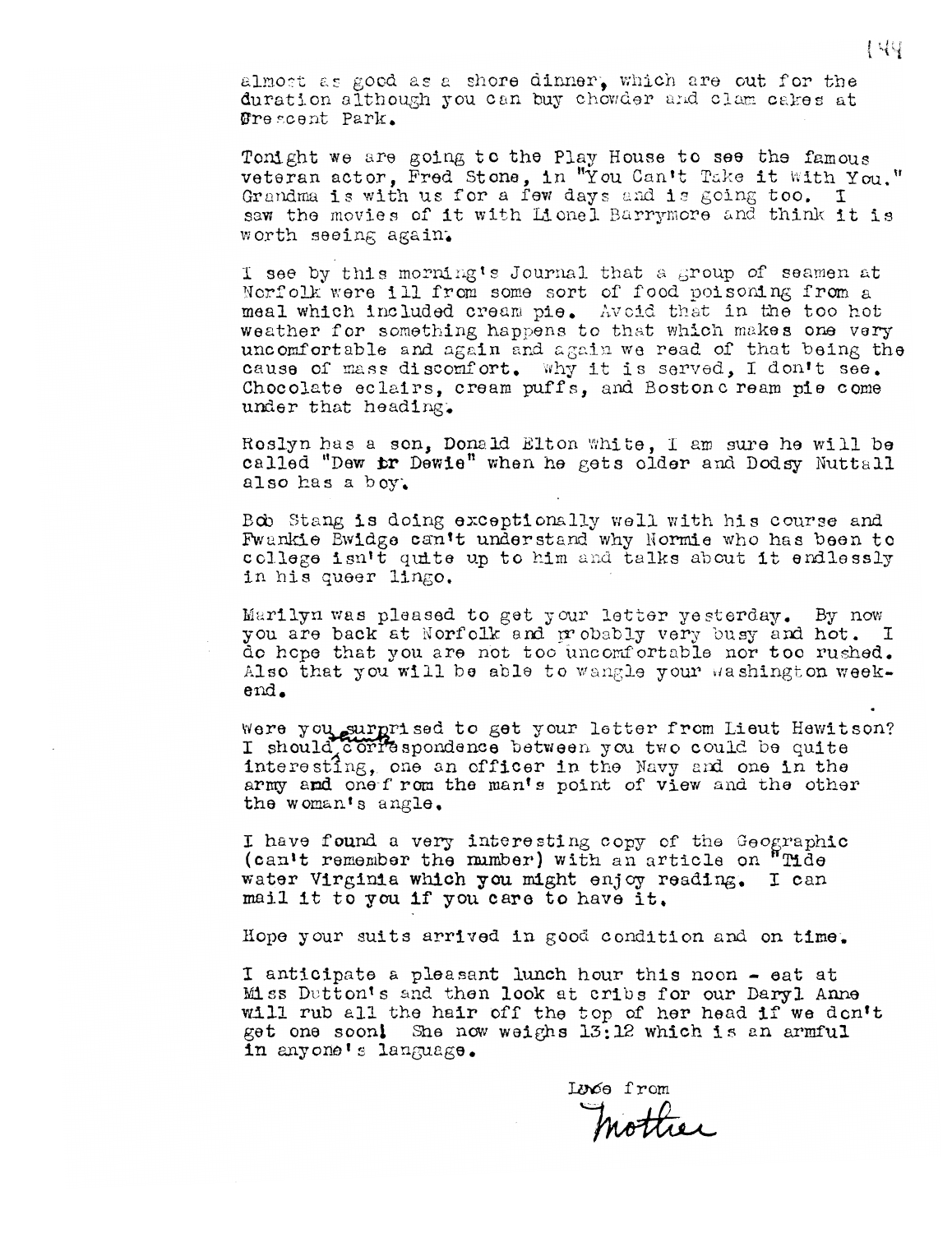almost as good as a shore dinner, which are out for the duration although you can buy chowder and clam cakes at Crescent Park.

Tonight we are going to the Play House to see the famous veteran actor, Fred Stone, in "You Can't Take it With You." Grandma is with us for a few days and is going too. I saw the movies of it with Lionel Barrymore and think it is worth seeing again.

I see by this morning's Journal that a group of seamen at Norfolk were ill from some sort of food poisoning from a meal which included cream pie. Avoid that in the too hot weather for something happens to that which makes one very uncomfortable and again and again we read of that being the cause of mass discomfort. Why it is served, I don't see. Chocolate eclairs, cream puffs, and Boston cream pie come under that heading.

Roslyn has a son, Donald Elton White, I am sure he will be called "Dew or Dewie" when he gets older and Dodsy Nuttall also has a boy.

Bob Stang is doing exceptionally well with his course and Fwankie Bwidge can't understand why Normie who has been to college isn't quite up to him and talks about it endlessly in his queer lingo.

Marilyn was pleased to get your letter yesterday. By now you are back at Norfolk and probably very busy and hot. I do hope that you are not too uncomfortable nor too rushed. Also that you will be able to wangle your Washington week-end.

Were you surprised to get your letter from Lieut Hewitson? I should think correspondence between you two could be quite interesting, one an officer in the Navy and one in the army and one from the man's point of view and the other the woman's angle.

I have found a very interesting copy of the Geographic (can't remember the number) with an article on "Tide water Virginia which you might enjoy reading. I can mail it to you if you care to have it.

Hope your suits arrived in good condition and on time.

I anticipate a pleasant lunch hour this noon - eat at Miss Dutton's and then look at cribs for our Daryl Anne will rub all the hair off the top of her head if we don't get one soon! She now weighs 13:12 which is an armful in anyone's language.

Love from

Mother